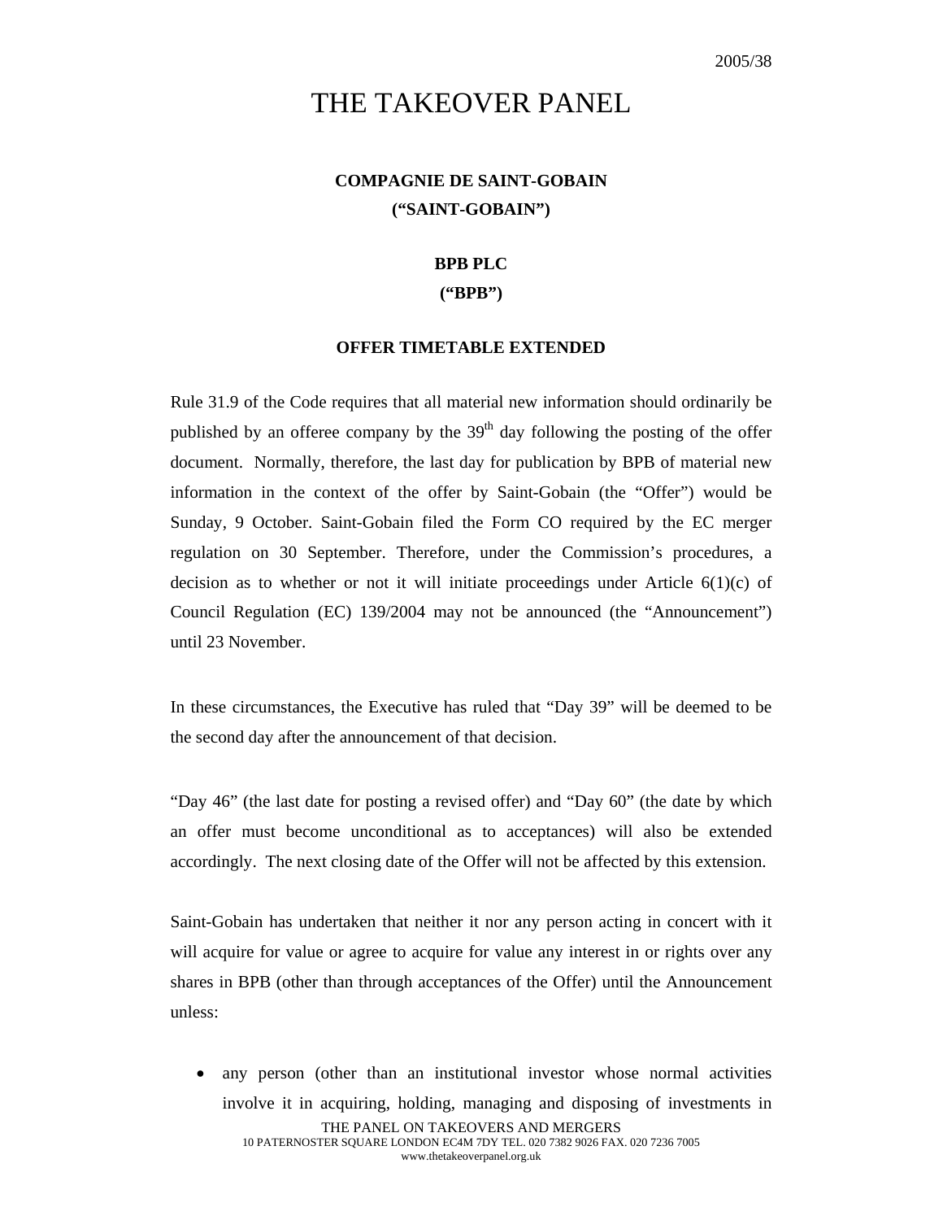2005/38

# THE TAKEOVER PANEL

**COMPAGNIE DE SAINT-GOBAIN**
**("SAINT-GOBAIN")**

**BPB PLC**
**("BPB")**

**OFFER TIMETABLE EXTENDED**

Rule 31.9 of the Code requires that all material new information should ordinarily be published by an offeree company by the 39th day following the posting of the offer document. Normally, therefore, the last day for publication by BPB of material new information in the context of the offer by Saint-Gobain (the "Offer") would be Sunday, 9 October. Saint-Gobain filed the Form CO required by the EC merger regulation on 30 September. Therefore, under the Commission's procedures, a decision as to whether or not it will initiate proceedings under Article 6(1)(c) of Council Regulation (EC) 139/2004 may not be announced (the "Announcement") until 23 November.

In these circumstances, the Executive has ruled that "Day 39" will be deemed to be the second day after the announcement of that decision.

"Day 46" (the last date for posting a revised offer) and "Day 60" (the date by which an offer must become unconditional as to acceptances) will also be extended accordingly. The next closing date of the Offer will not be affected by this extension.

Saint-Gobain has undertaken that neither it nor any person acting in concert with it will acquire for value or agree to acquire for value any interest in or rights over any shares in BPB (other than through acceptances of the Offer) until the Announcement unless:

- any person (other than an institutional investor whose normal activities involve it in acquiring, holding, managing and disposing of investments in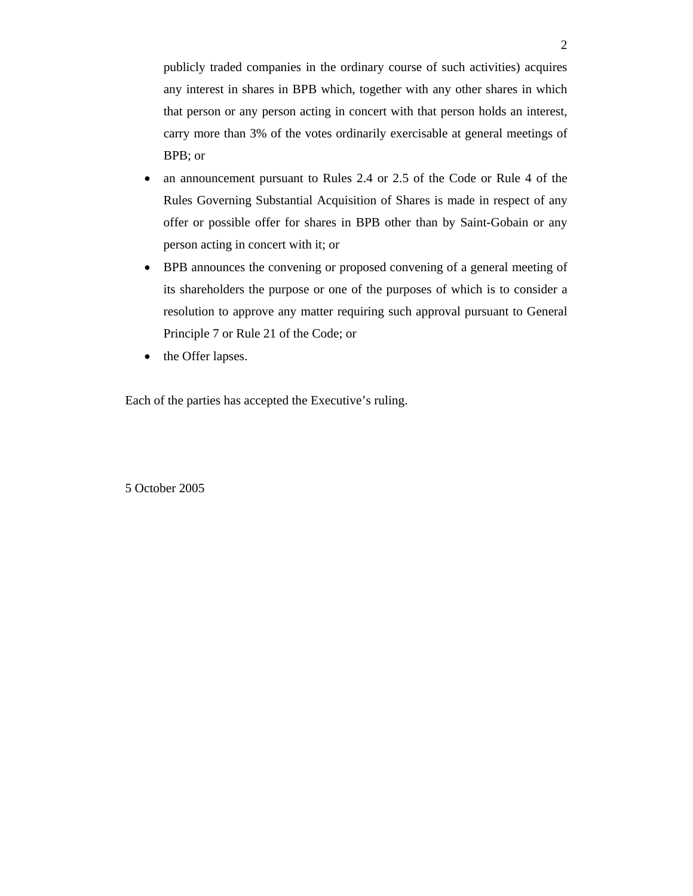publicly traded companies in the ordinary course of such activities) acquires any interest in shares in BPB which, together with any other shares in which that person or any person acting in concert with that person holds an interest, carry more than 3% of the votes ordinarily exercisable at general meetings of BPB; or

- an announcement pursuant to Rules 2.4 or 2.5 of the Code or Rule 4 of the Rules Governing Substantial Acquisition of Shares is made in respect of any offer or possible offer for shares in BPB other than by Saint-Gobain or any person acting in concert with it; or
- BPB announces the convening or proposed convening of a general meeting of its shareholders the purpose or one of the purposes of which is to consider a resolution to approve any matter requiring such approval pursuant to General Principle 7 or Rule 21 of the Code; or
- the Offer lapses.

Each of the parties has accepted the Executive's ruling.

5 October 2005